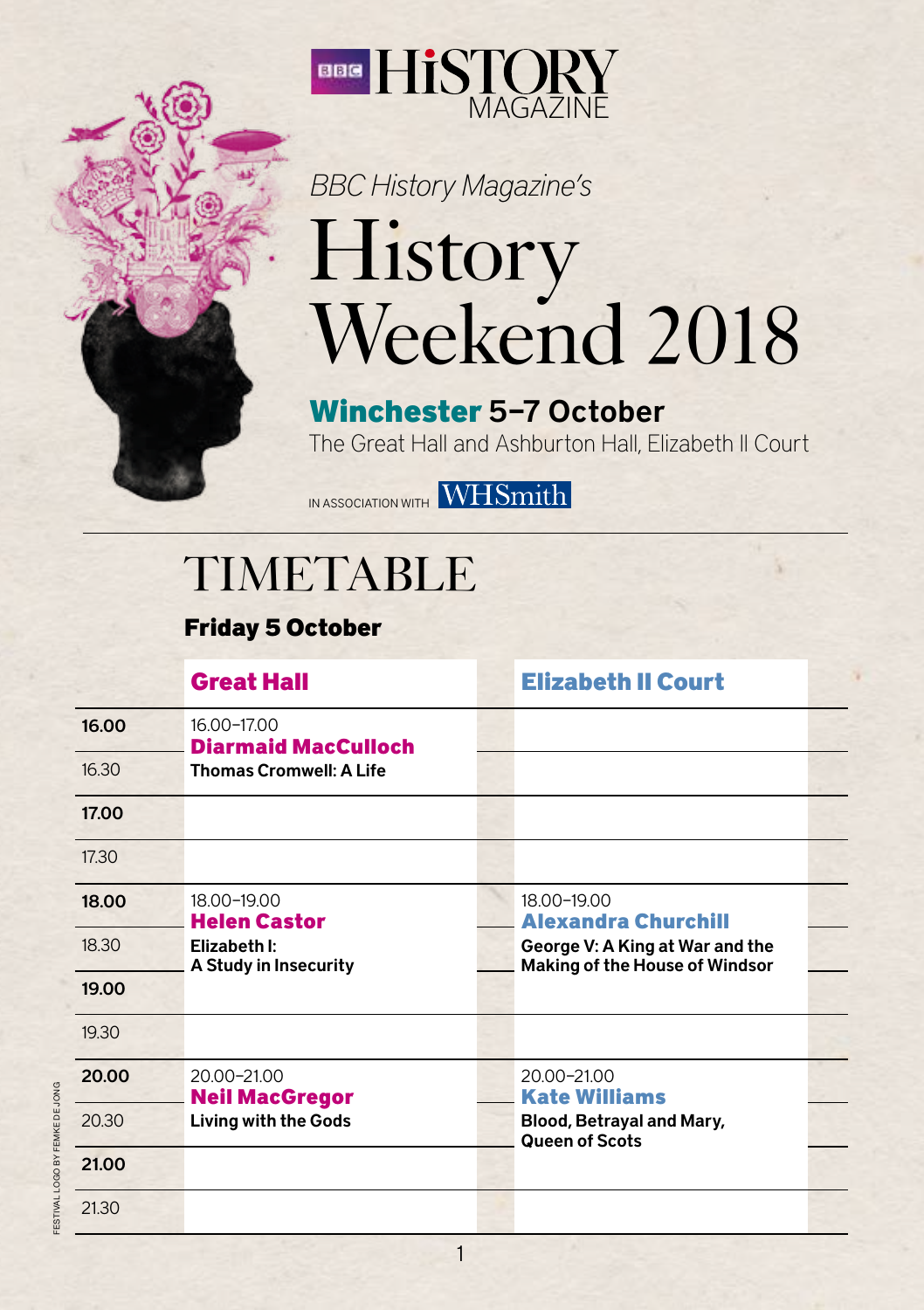BBC HISTORY MAGAZINE

*BBC History Magazine's*

# History Weekend 2018

## Winchester 5–7 October

The Great Hall and Ashburton Hall, Elizabeth II Court

IN ASSOCIATION WITH WHSmith

# TIMETABLE

### Friday 5 October

| | Great Hall | Elizabeth II Court |
|---|---|---|
| **16.00** | 16.00–17.00 **Diarmaid MacCulloch** | |
| 16.30 | **Thomas Cromwell: A Life** | |
| **17.00** | | |
| 17.30 | | |
| **18.00** | 18.00–19.00 **Helen Castor** | 18.00–19.00 **Alexandra Churchill** |
| 18.30 | **Elizabeth I: A Study in Insecurity** | **George V: A King at War and the Making of the House of Windsor** |
| **19.00** | | |
| 19.30 | | |
| **20.00** | 20.00–21.00 **Neil MacGregor** | 20.00–21.00 **Kate Williams** |
| 20.30 | **Living with the Gods** | **Blood, Betrayal and Mary, Queen of Scots** |
| **21.00** | | |
| 21.30 | | |

FESTIVAL LOGO BY FEMKE DE JONG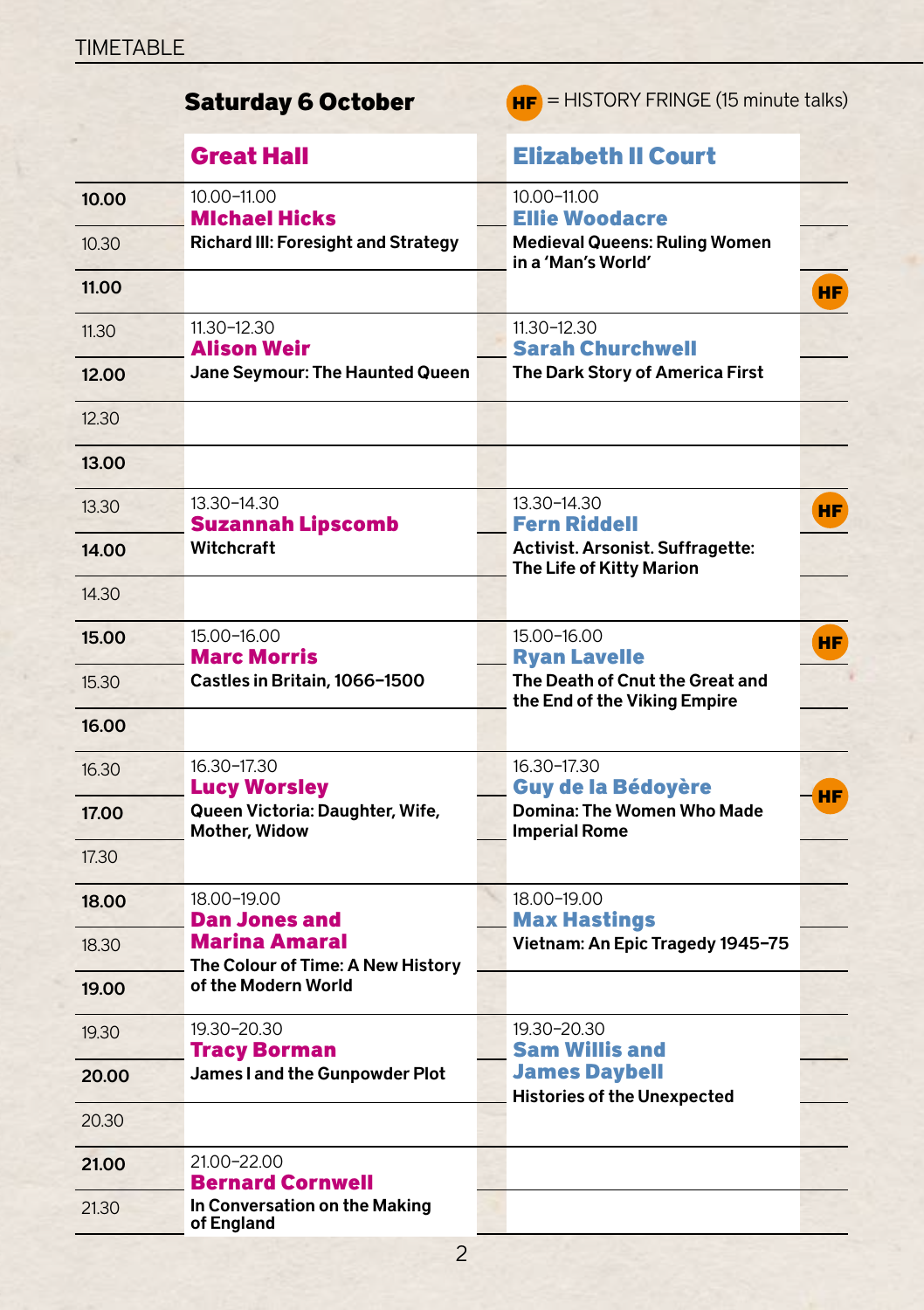TIMETABLE

## Saturday 6 October

**HF** = HISTORY FRINGE (15 minute talks)

| Time | Great Hall | Elizabeth II Court | |
|---|---|---|---|
| 10.00 | 10.00–11.00 **MIchael Hicks** Richard III: Foresight and Strategy | 10.00–11.00 **Ellie Woodacre** Medieval Queens: Ruling Women in a 'Man's World' | |
| 10.30 | | | |
| 11.00 | | | HF |
| 11.30 | 11.30–12.30 **Alison Weir** Jane Seymour: The Haunted Queen | 11.30–12.30 **Sarah Churchwell** The Dark Story of America First | |
| 12.00 | | | |
| 12.30 | | | |
| 13.00 | | | |
| 13.30 | 13.30–14.30 **Suzannah Lipscomb** Witchcraft | 13.30–14.30 **Fern Riddell** Activist. Arsonist. Suffragette: The Life of Kitty Marion | HF |
| 14.00 | | | |
| 14.30 | | | |
| 15.00 | 15.00–16.00 **Marc Morris** Castles in Britain, 1066–1500 | 15.00–16.00 **Ryan Lavelle** The Death of Cnut the Great and the End of the Viking Empire | HF |
| 15.30 | | | |
| 16.00 | | | |
| 16.30 | 16.30–17.30 **Lucy Worsley** Queen Victoria: Daughter, Wife, Mother, Widow | 16.30–17.30 **Guy de la Bédoyère** Domina: The Women Who Made Imperial Rome | |
| 17.00 | | | HF |
| 17.30 | | | |
| 18.00 | 18.00–19.00 **Dan Jones and Marina Amaral** The Colour of Time: A New History of the Modern World | 18.00–19.00 **Max Hastings** Vietnam: An Epic Tragedy 1945–75 | |
| 18.30 | | | |
| 19.00 | | | |
| 19.30 | 19.30–20.30 **Tracy Borman** James I and the Gunpowder Plot | 19.30–20.30 **Sam Willis and James Daybell** Histories of the Unexpected | |
| 20.00 | | | |
| 20.30 | | | |
| 21.00 | 21.00–22.00 **Bernard Cornwell** In Conversation on the Making of England | | |
| 21.30 | | | |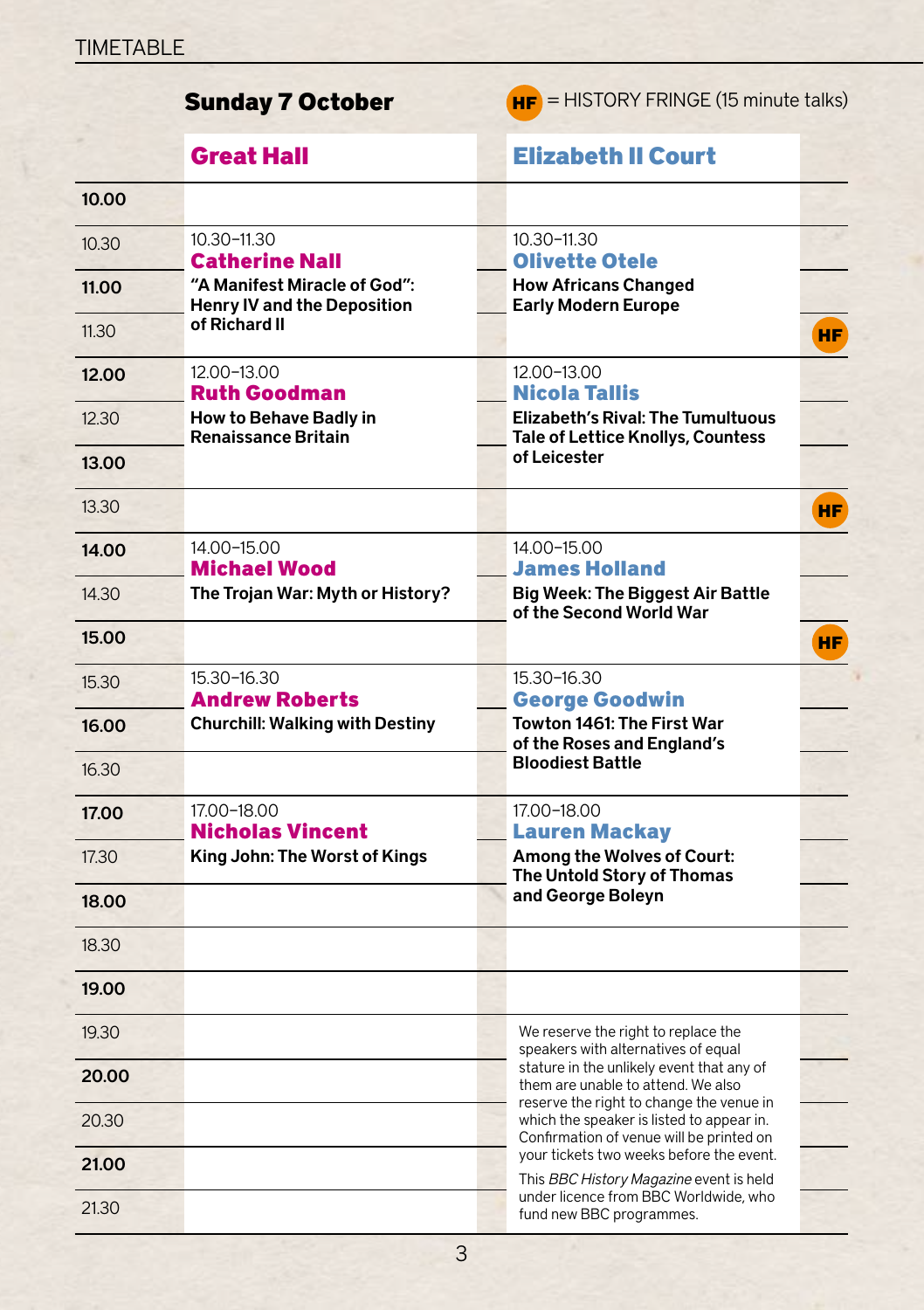TIMETABLE

## Sunday 7 October

HF = HISTORY FRINGE (15 minute talks)

| Time | Great Hall | Elizabeth II Court | |
|---|---|---|---|
| 10.00 | | | |
| 10.30 | 10.30–11.30 **Catherine Nall** "A Manifest Miracle of God": Henry IV and the Deposition of Richard II | 10.30–11.30 **Olivette Otele** How Africans Changed Early Modern Europe | |
| 11.00 | | | |
| 11.30 | | | HF |
| 12.00 | 12.00–13.00 **Ruth Goodman** How to Behave Badly in Renaissance Britain | 12.00–13.00 **Nicola Tallis** Elizabeth's Rival: The Tumultuous Tale of Lettice Knollys, Countess of Leicester | |
| 12.30 | | | |
| 13.00 | | | |
| 13.30 | | | HF |
| 14.00 | 14.00–15.00 **Michael Wood** The Trojan War: Myth or History? | 14.00–15.00 **James Holland** Big Week: The Biggest Air Battle of the Second World War | |
| 14.30 | | | |
| 15.00 | | | HF |
| 15.30 | 15.30–16.30 **Andrew Roberts** Churchill: Walking with Destiny | 15.30–16.30 **George Goodwin** Towton 1461: The First War of the Roses and England's Bloodiest Battle | |
| 16.00 | | | |
| 16.30 | | | |
| 17.00 | 17.00–18.00 **Nicholas Vincent** King John: The Worst of Kings | 17.00–18.00 **Lauren Mackay** Among the Wolves of Court: The Untold Story of Thomas and George Boleyn | |
| 17.30 | | | |
| 18.00 | | | |
| 18.30 | | | |
| 19.00 | | | |
| 19.30 | | | |
| 20.00 | | | |
| 20.30 | | | |
| 21.00 | | | |
| 21.30 | | | |

We reserve the right to replace the speakers with alternatives of equal stature in the unlikely event that any of them are unable to attend. We also reserve the right to change the venue in which the speaker is listed to appear in. Confirmation of venue will be printed on your tickets two weeks before the event.

This *BBC History Magazine* event is held under licence from BBC Worldwide, who fund new BBC programmes.